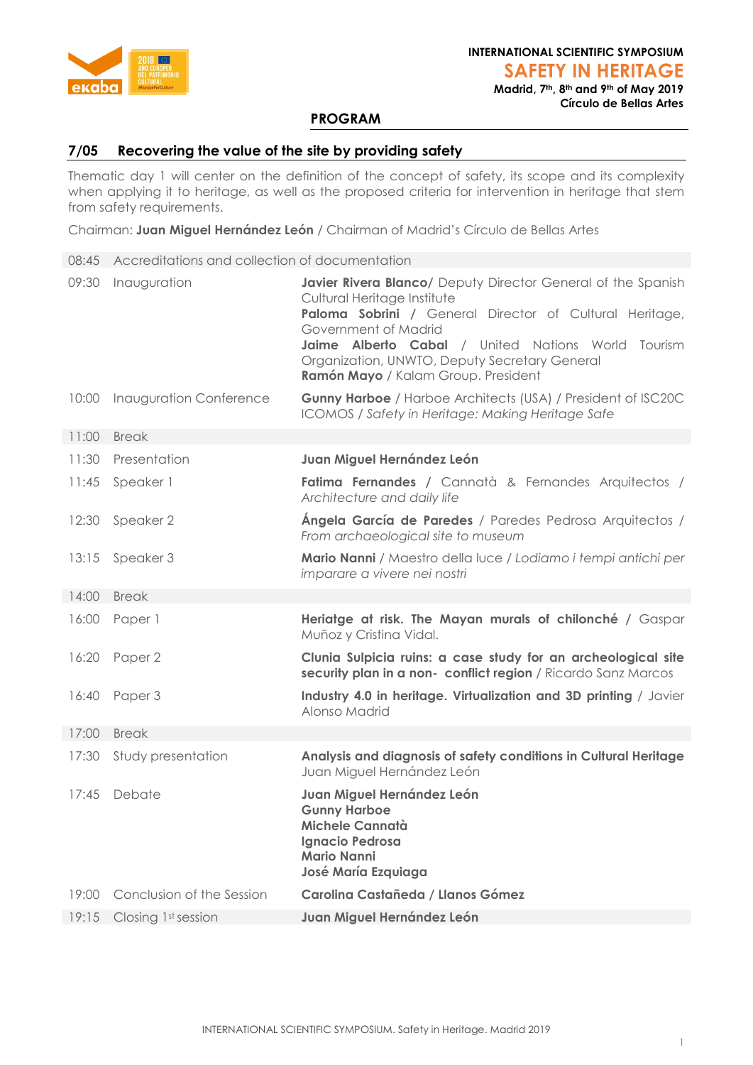INTERNATIONAL SCIENTIFIC SYMPOSIUM

# SAFETY IN HERITAGE

**Madrid, 7th, 8th and 9th of May 2019**
**Círculo de Bellas Artes**

## PROGRAM

### 7/05 Recovering the value of the site by providing safety

Thematic day 1 will center on the definition of the concept of safety, its scope and its complexity when applying it to heritage, as well as the proposed criteria for intervention in heritage that stem from safety requirements.

Chairman: **Juan Miguel Hernández León** / Chairman of Madrid's Círculo de Bellas Artes

| Time | Session | Participants |
|---|---|---|
| 08:45 | Accreditations and collection of documentation | |
| 09:30 | Inauguration | **Javier Rivera Blanco/** Deputy Director General of the Spanish Cultural Heritage Institute<br>**Paloma Sobrini** / General Director of Cultural Heritage, Government of Madrid<br>**Jaime Alberto Cabal** / United Nations World Tourism Organization, UNWTO, Deputy Secretary General<br>**Ramón Mayo** / Kalam Group. President |
| 10:00 | Inauguration Conference | **Gunny Harboe** / Harboe Architects (USA) / President of ISC20C ICOMOS / *Safety in Heritage: Making Heritage Safe* |
| 11:00 | Break | |
| 11:30 | Presentation | **Juan Miguel Hernández León** |
| 11:45 | Speaker 1 | **Fatima Fernandes** / Cannatà & Fernandes Arquitectos / *Architecture and daily life* |
| 12:30 | Speaker 2 | **Ángela García de Paredes** / Paredes Pedrosa Arquitectos / *From archaeological site to museum* |
| 13:15 | Speaker 3 | **Mario Nanni** / Maestro della luce / *Lodiamo i tempi antichi per imparare a vivere nei nostri* |
| 14:00 | Break | |
| 16:00 | Paper 1 | **Heriatge at risk. The Mayan murals of chilonché** / Gaspar Muñoz y Cristina Vidal. |
| 16:20 | Paper 2 | **Clunia Sulpicia ruins: a case study for an archeological site security plan in a non- conflict region** / Ricardo Sanz Marcos |
| 16:40 | Paper 3 | **Industry 4.0 in heritage. Virtualization and 3D printing** / Javier Alonso Madrid |
| 17:00 | Break | |
| 17:30 | Study presentation | **Analysis and diagnosis of safety conditions in Cultural Heritage** Juan Miguel Hernández León |
| 17:45 | Debate | **Juan Miguel Hernández León**<br>**Gunny Harboe**<br>**Michele Cannatà**<br>**Ignacio Pedrosa**<br>**Mario Nanni**<br>**José María Ezquiaga** |
| 19:00 | Conclusion of the Session | **Carolina Castañeda / Llanos Gómez** |
| 19:15 | Closing 1st session | **Juan Miguel Hernández León** |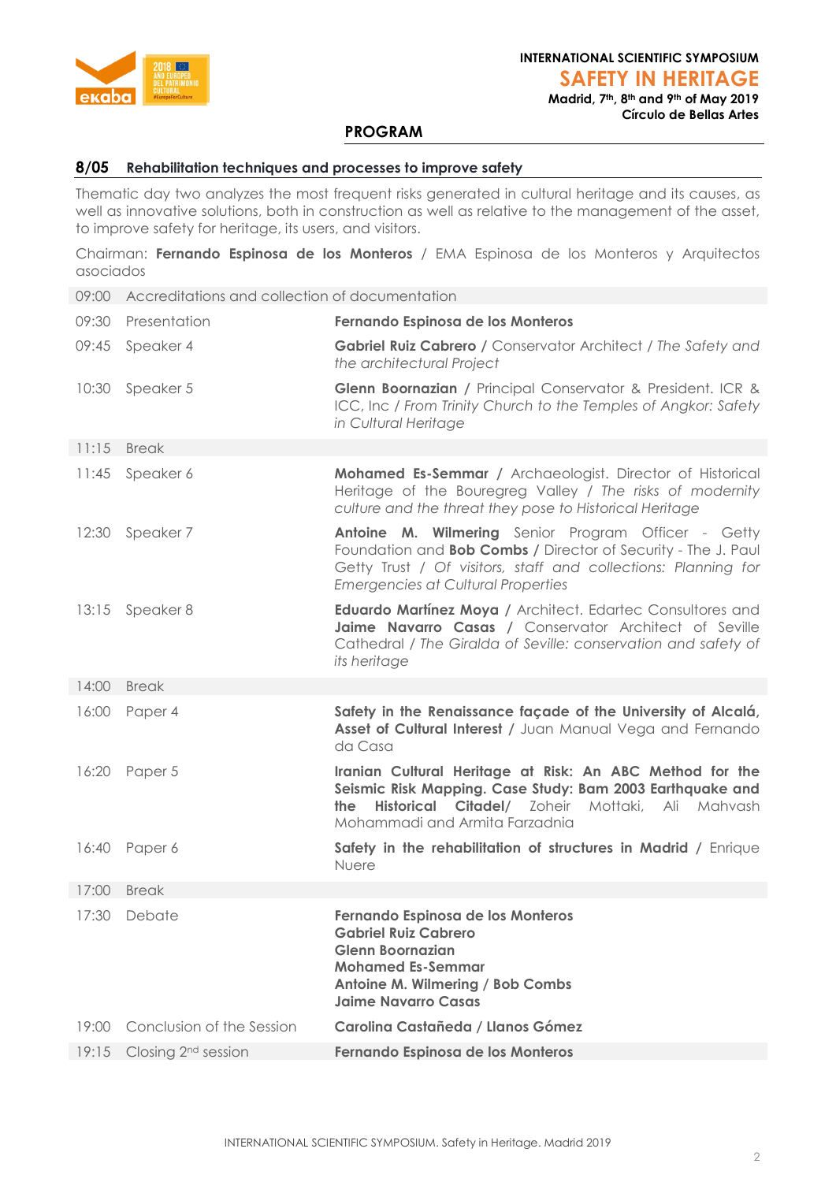INTERNATIONAL SCIENTIFIC SYMPOSIUM

# SAFETY IN HERITAGE

**Madrid, 7th, 8th and 9th of May 2019**
**Círculo de Bellas Artes**

## PROGRAM

### 8/05 Rehabilitation techniques and processes to improve safety

Thematic day two analyzes the most frequent risks generated in cultural heritage and its causes, as well as innovative solutions, both in construction as well as relative to the management of the asset, to improve safety for heritage, its users, and visitors.

Chairman: **Fernando Espinosa de los Monteros** / EMA Espinosa de los Monteros y Arquitectos asociados

| | | |
|---|---|---|
| 09:00 | Accreditations and collection of documentation | |
| 09:30 | Presentation | **Fernando Espinosa de los Monteros** |
| 09:45 | Speaker 4 | **Gabriel Ruiz Cabrero** / Conservator Architect / *The Safety and the architectural Project* |
| 10:30 | Speaker 5 | **Glenn Boornazian** / Principal Conservator & President. ICR & ICC, Inc / *From Trinity Church to the Temples of Angkor: Safety in Cultural Heritage* |
| 11:15 | Break | |
| 11:45 | Speaker 6 | **Mohamed Es-Semmar** / Archaeologist. Director of Historical Heritage of the Bouregreg Valley / *The risks of modernity culture and the threat they pose to Historical Heritage* |
| 12:30 | Speaker 7 | **Antoine M. Wilmering** Senior Program Officer - Getty Foundation and **Bob Combs** / Director of Security - The J. Paul Getty Trust / *Of visitors, staff and collections: Planning for Emergencies at Cultural Properties* |
| 13:15 | Speaker 8 | **Eduardo Martínez Moya** / Architect. Edartec Consultores and **Jaime Navarro Casas** / Conservator Architect of Seville Cathedral / *The Giralda of Seville: conservation and safety of its heritage* |
| 14:00 | Break | |
| 16:00 | Paper 4 | **Safety in the Renaissance façade of the University of Alcalá, Asset of Cultural Interest** / Juan Manual Vega and Fernando da Casa |
| 16:20 | Paper 5 | **Iranian Cultural Heritage at Risk: An ABC Method for the Seismic Risk Mapping. Case Study: Bam 2003 Earthquake and the Historical Citadel**/ Zoheir Mottaki, Ali Mahvash Mohammadi and Armita Farzadnia |
| 16:40 | Paper 6 | **Safety in the rehabilitation of structures in Madrid** / Enrique Nuere |
| 17:00 | Break | |
| 17:30 | Debate | **Fernando Espinosa de los Monteros**<br>**Gabriel Ruiz Cabrero**<br>**Glenn Boornazian**<br>**Mohamed Es-Semmar**<br>**Antoine M. Wilmering / Bob Combs**<br>**Jaime Navarro Casas** |
| 19:00 | Conclusion of the Session | **Carolina Castañeda / Llanos Gómez** |
| 19:15 | Closing 2nd session | **Fernando Espinosa de los Monteros** |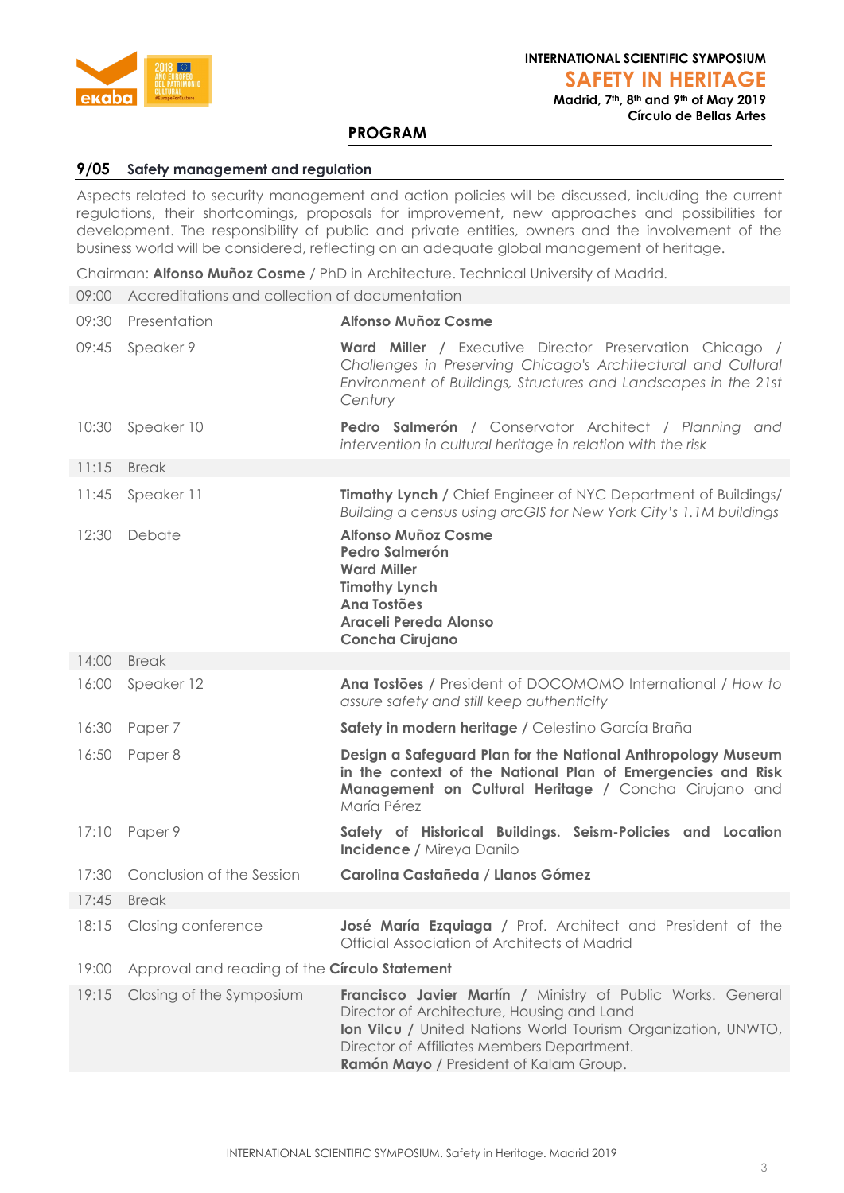INTERNATIONAL SCIENTIFIC SYMPOSIUM
**SAFETY IN HERITAGE**
**Madrid, 7th, 8th and 9th of May 2019**
**Círculo de Bellas Artes**

## PROGRAM

### 9/05 Safety management and regulation

Aspects related to security management and action policies will be discussed, including the current regulations, their shortcomings, proposals for improvement, new approaches and possibilities for development. The responsibility of public and private entities, owners and the involvement of the business world will be considered, reflecting on an adequate global management of heritage.

Chairman: **Alfonso Muñoz Cosme** / PhD in Architecture. Technical University of Madrid.

| | | |
|---|---|---|
| 09:00 | Accreditations and collection of documentation | |
| 09:30 | Presentation | **Alfonso Muñoz Cosme** |
| 09:45 | Speaker 9 | **Ward Miller** / Executive Director Preservation Chicago / *Challenges in Preserving Chicago's Architectural and Cultural Environment of Buildings, Structures and Landscapes in the 21st Century* |
| 10:30 | Speaker 10 | **Pedro Salmerón** / Conservator Architect / *Planning and intervention in cultural heritage in relation with the risk* |
| 11:15 | Break | |
| 11:45 | Speaker 11 | **Timothy Lynch** / Chief Engineer of NYC Department of Buildings/ *Building a census using arcGIS for New York City's 1.1M buildings* |
| 12:30 | Debate | **Alfonso Muñoz Cosme**<br>**Pedro Salmerón**<br>**Ward Miller**<br>**Timothy Lynch**<br>**Ana Tostões**<br>**Araceli Pereda Alonso**<br>**Concha Cirujano** |
| 14:00 | Break | |
| 16:00 | Speaker 12 | **Ana Tostões** / President of DOCOMOMO International / *How to assure safety and still keep authenticity* |
| 16:30 | Paper 7 | **Safety in modern heritage** / Celestino García Braña |
| 16:50 | Paper 8 | **Design a Safeguard Plan for the National Anthropology Museum in the context of the National Plan of Emergencies and Risk Management on Cultural Heritage** / Concha Cirujano and María Pérez |
| 17:10 | Paper 9 | **Safety of Historical Buildings. Seism-Policies and Location Incidence** / Mireya Danilo |
| 17:30 | Conclusion of the Session | **Carolina Castañeda / Llanos Gómez** |
| 17:45 | Break | |
| 18:15 | Closing conference | **José María Ezquiaga** / Prof. Architect and President of the Official Association of Architects of Madrid |
| 19:00 | Approval and reading of the **Círculo Statement** | |
| 19:15 | Closing of the Symposium | **Francisco Javier Martín** / Ministry of Public Works. General Director of Architecture, Housing and Land<br>**Ion Vilcu** / United Nations World Tourism Organization, UNWTO, Director of Affiliates Members Department.<br>**Ramón Mayo** / President of Kalam Group. |